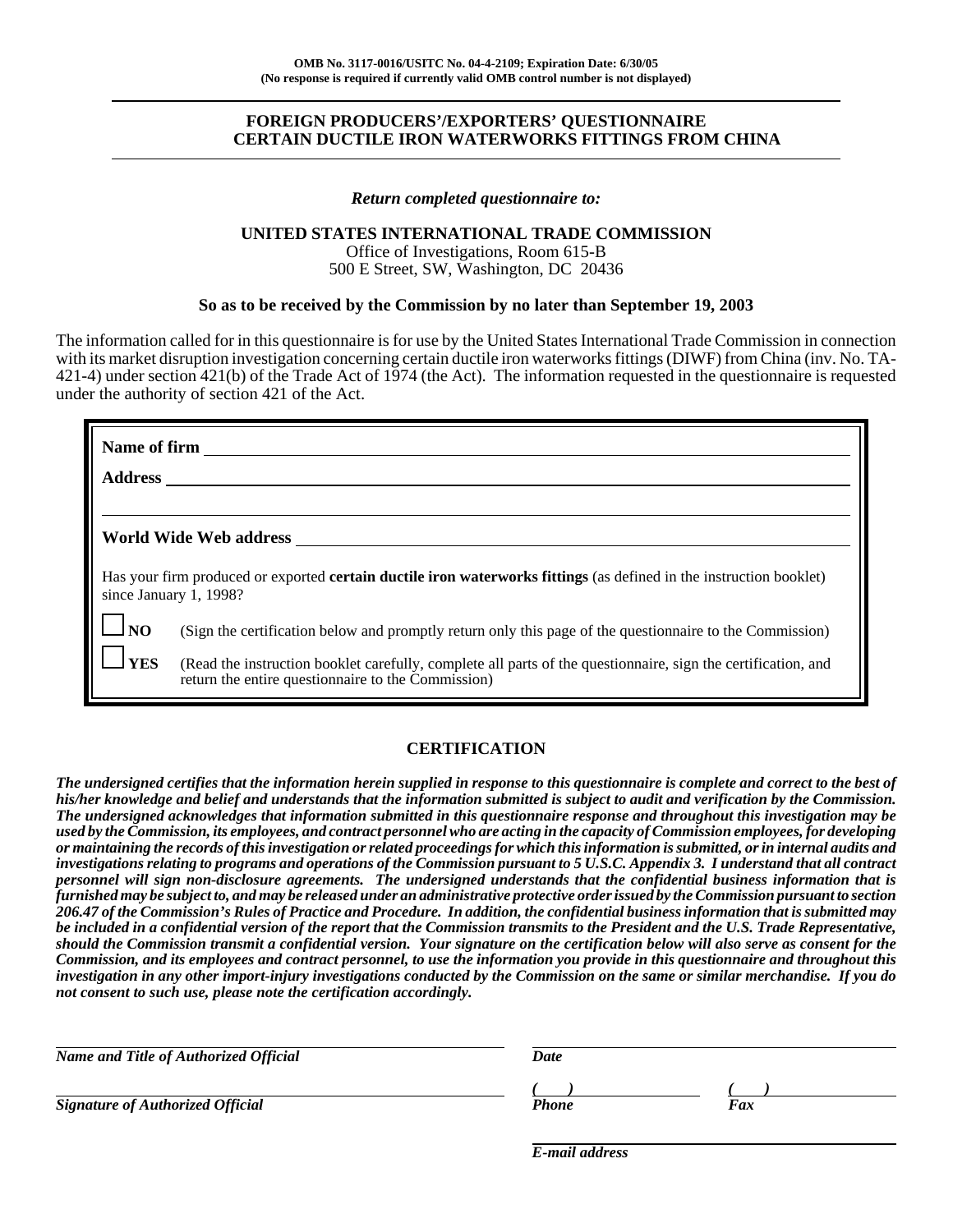OMB No. 3117-0016/USITC No. 04-4-2109; Expiration Date: 6/30/05
(No response is required if currently valid OMB control number is not displayed)

# FOREIGN PRODUCERS'/EXPORTERS' QUESTIONNAIRE
# CERTAIN DUCTILE IRON WATERWORKS FITTINGS FROM CHINA

*Return completed questionnaire to:*

**UNITED STATES INTERNATIONAL TRADE COMMISSION**
Office of Investigations, Room 615-B
500 E Street, SW, Washington, DC 20436

**So as to be received by the Commission by no later than September 19, 2003**

The information called for in this questionnaire is for use by the United States International Trade Commission in connection with its market disruption investigation concerning certain ductile iron waterworks fittings (DIWF) from China (inv. No. TA-421-4) under section 421(b) of the Trade Act of 1974 (the Act). The information requested in the questionnaire is requested under the authority of section 421 of the Act.

**Name of firm** ______________________________

**Address** ______________________________

______________________________

**World Wide Web address** ______________________________

Has your firm produced or exported **certain ductile iron waterworks fittings** (as defined in the instruction booklet) since January 1, 1998?

☐ **NO** (Sign the certification below and promptly return only this page of the questionnaire to the Commission)

☐ **YES** (Read the instruction booklet carefully, complete all parts of the questionnaire, sign the certification, and return the entire questionnaire to the Commission)

## CERTIFICATION

***The undersigned certifies that the information herein supplied in response to this questionnaire is complete and correct to the best of his/her knowledge and belief and understands that the information submitted is subject to audit and verification by the Commission. The undersigned acknowledges that information submitted in this questionnaire response and throughout this investigation may be used by the Commission, its employees, and contract personnel who are acting in the capacity of Commission employees, for developing or maintaining the records of this investigation or related proceedings for which this information is submitted, or in internal audits and investigations relating to programs and operations of the Commission pursuant to 5 U.S.C. Appendix 3. I understand that all contract personnel will sign non-disclosure agreements. The undersigned understands that the confidential business information that is furnished may be subject to, and may be released under an administrative protective order issued by the Commission pursuant to section 206.47 of the Commission's Rules of Practice and Procedure. In addition, the confidential business information that is submitted may be included in a confidential version of the report that the Commission transmits to the President and the U.S. Trade Representative, should the Commission transmit a confidential version. Your signature on the certification below will also serve as consent for the Commission, and its employees and contract personnel, to use the information you provide in this questionnaire and throughout this investigation in any other import-injury investigations conducted by the Commission on the same or similar merchandise. If you do not consent to such use, please note the certification accordingly.***

______________________________
***Name and Title of Authorized Official***

______________________________
***Date***

______________________________
***Signature of Authorized Official***

***(    )*** ______________________________
***Phone***

***(    )*** ______________________________
***Fax***

______________________________
***E-mail address***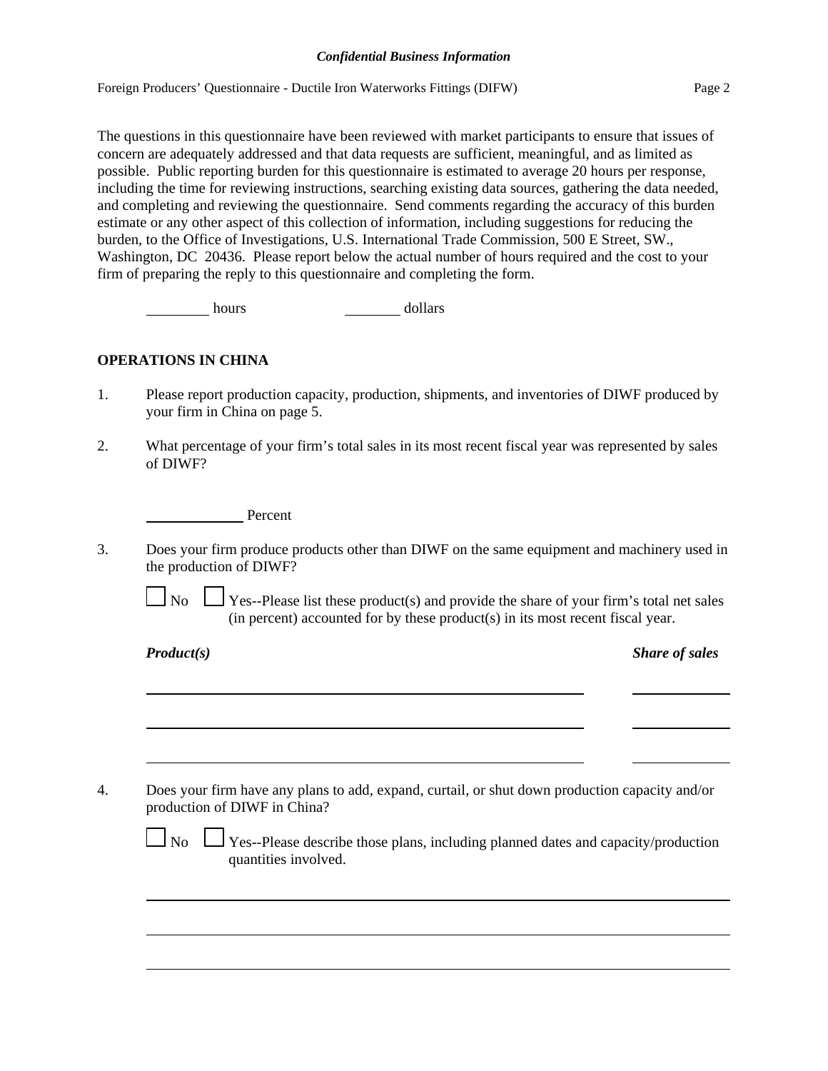The questions in this questionnaire have been reviewed with market participants to ensure that issues of concern are adequately addressed and that data requests are sufficient, meaningful, and as limited as possible. Public reporting burden for this questionnaire is estimated to average 20 hours per response, including the time for reviewing instructions, searching existing data sources, gathering the data needed, and completing and reviewing the questionnaire. Send comments regarding the accuracy of this burden estimate or any other aspect of this collection of information, including suggestions for reducing the burden, to the Office of Investigations, U.S. International Trade Commission, 500 E Street, SW., Washington, DC 20436. Please report below the actual number of hours required and the cost to your firm of preparing the reply to this questionnaire and completing the form.

________ hours ________ dollars

## OPERATIONS IN CHINA

1. Please report production capacity, production, shipments, and inventories of DIWF produced by your firm in China on page 5.

2. What percentage of your firm's total sales in its most recent fiscal year was represented by sales of DIWF?

   ____________ Percent

3. Does your firm produce products other than DIWF on the same equipment and machinery used in the production of DIWF?

   ☐ No ☐ Yes--Please list these product(s) and provide the share of your firm's total net sales (in percent) accounted for by these product(s) in its most recent fiscal year.

| ***Product(s)*** | ***Share of sales*** |
|---|---|
| | |
| | |
| | |

4. Does your firm have any plans to add, expand, curtail, or shut down production capacity and/or production of DIWF in China?

   ☐ No ☐ Yes--Please describe those plans, including planned dates and capacity/production quantities involved.

   ______________________________________________________________________

   ______________________________________________________________________

   ______________________________________________________________________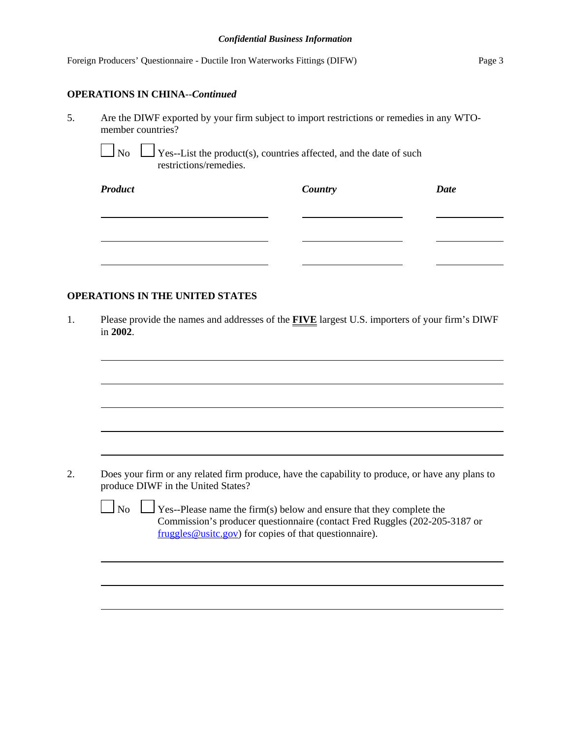## OPERATIONS IN CHINA--*Continued*

5. Are the DIWF exported by your firm subject to import restrictions or remedies in any WTO-member countries?

   ☐ No ☐ Yes--List the product(s), countries affected, and the date of such restrictions/remedies.

| ***Product*** | ***Country*** | ***Date*** |
|---|---|---|
| | | |
| | | |
| | | |

## OPERATIONS IN THE UNITED STATES

1. Please provide the names and addresses of the **FIVE** largest U.S. importers of your firm's DIWF in **2002**.

   ______________________________________________

   ______________________________________________

   ______________________________________________

   ______________________________________________

   ______________________________________________

2. Does your firm or any related firm produce, have the capability to produce, or have any plans to produce DIWF in the United States?

   ☐ No ☐ Yes--Please name the firm(s) below and ensure that they complete the Commission's producer questionnaire (contact Fred Ruggles (202-205-3187 or fruggles@usitc.gov) for copies of that questionnaire).

   ______________________________________________

   ______________________________________________

   ______________________________________________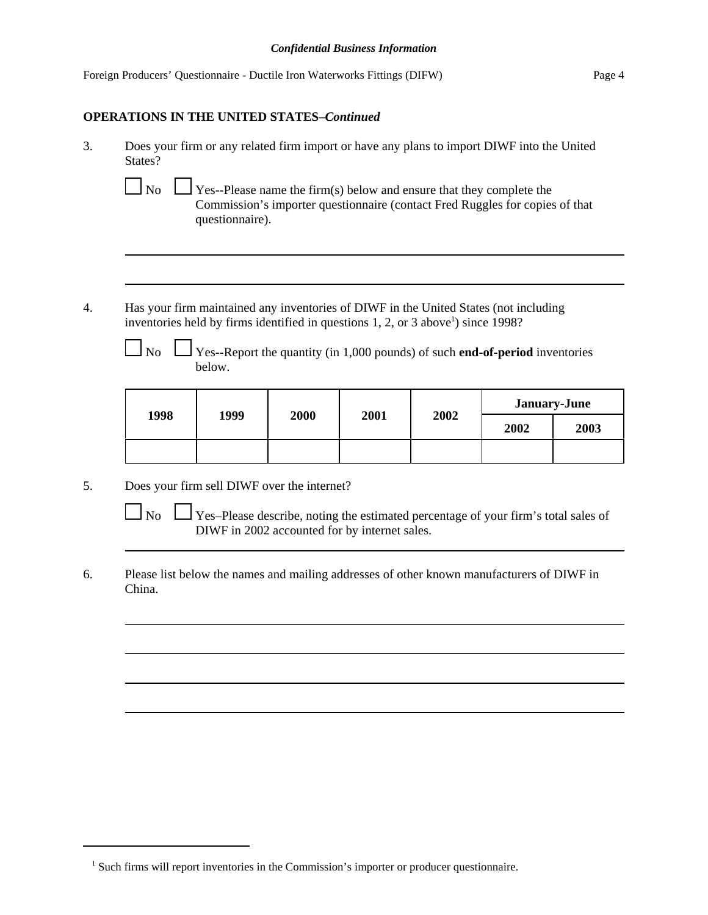*Confidential Business Information*

**OPERATIONS IN THE UNITED STATES–*Continued***

3. Does your firm or any related firm import or have any plans to import DIWF into the United States?

   ☐ No ☐ Yes--Please name the firm(s) below and ensure that they complete the Commission's importer questionnaire (contact Fred Ruggles for copies of that questionnaire).

   ______________________________________________________________________

   ______________________________________________________________________

4. Has your firm maintained any inventories of DIWF in the United States (not including inventories held by firms identified in questions 1, 2, or 3 above[1]) since 1998?

   ☐ No ☐ Yes--Report the quantity (in 1,000 pounds) of such **end-of-period** inventories below.

| 1998 | 1999 | 2000 | 2001 | 2002 | January-June | |
|---|---|---|---|---|---|---|
| | | | | | 2002 | 2003 |
| | | | | | | |

5. Does your firm sell DIWF over the internet?

   ☐ No ☐ Yes–Please describe, noting the estimated percentage of your firm's total sales of DIWF in 2002 accounted for by internet sales.

   ______________________________________________________________________

6. Please list below the names and mailing addresses of other known manufacturers of DIWF in China.

   ______________________________________________________________________

   ______________________________________________________________________

   ______________________________________________________________________

   ______________________________________________________________________

[1] Such firms will report inventories in the Commission's importer or producer questionnaire.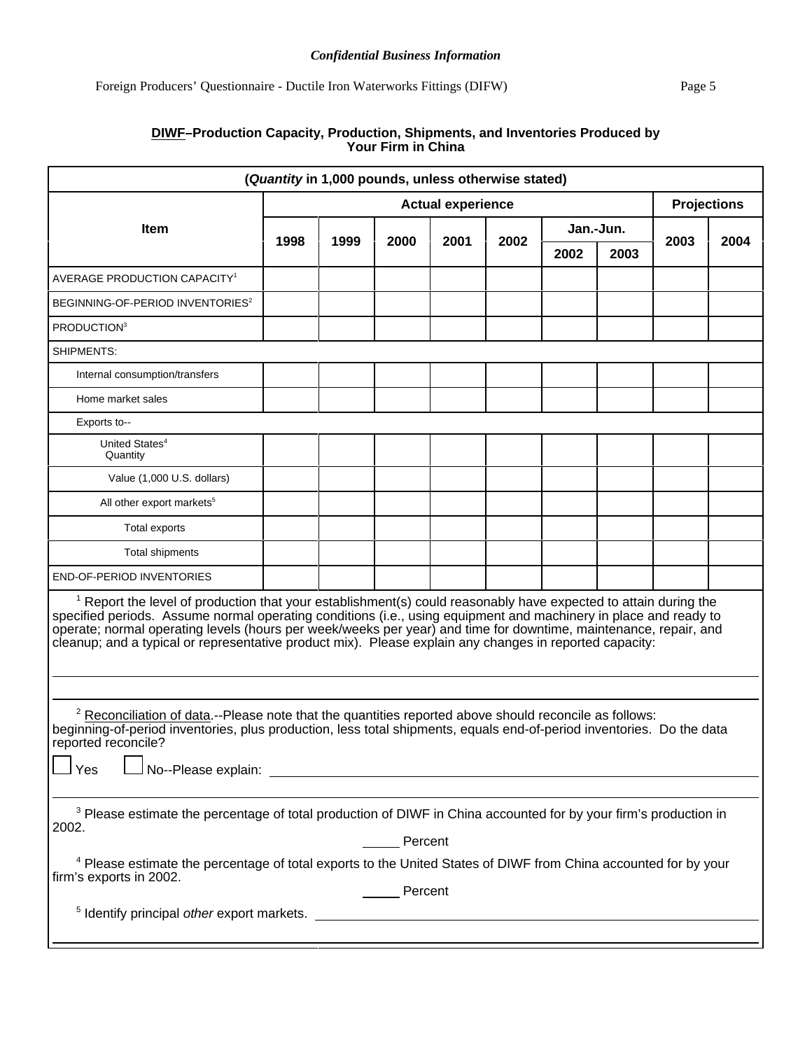*Confidential Business Information*

Foreign Producers' Questionnaire - Ductile Iron Waterworks Fittings (DIFW)

**DIWF–Production Capacity, Production, Shipments, and Inventories Produced by Your Firm in China**

| (*Quantity* in 1,000 pounds, unless otherwise stated) | | | | | | | | | |
|---|---|---|---|---|---|---|---|---|---|
| Item | Actual experience | | | | | | | Projections | |
| | 1998 | 1999 | 2000 | 2001 | 2002 | Jan.-Jun. | | 2003 | 2004 |
| | | | | | | 2002 | 2003 | | |
| AVERAGE PRODUCTION CAPACITY[1] | | | | | | | | | |
| BEGINNING-OF-PERIOD INVENTORIES[2] | | | | | | | | | |
| PRODUCTION[3] | | | | | | | | | |
| SHIPMENTS: | | | | | | | | | |
| Internal consumption/transfers | | | | | | | | | |
| Home market sales | | | | | | | | | |
| Exports to-- | | | | | | | | | |
| United States[4] Quantity | | | | | | | | | |
| Value (1,000 U.S. dollars) | | | | | | | | | |
| All other export markets[5] | | | | | | | | | |
| Total exports | | | | | | | | | |
| Total shipments | | | | | | | | | |
| END-OF-PERIOD INVENTORIES | | | | | | | | | |

[1] Report the level of production that your establishment(s) could reasonably have expected to attain during the specified periods. Assume normal operating conditions (i.e., using equipment and machinery in place and ready to operate; normal operating levels (hours per week/weeks per year) and time for downtime, maintenance, repair, and cleanup; and a typical or representative product mix). Please explain any changes in reported capacity:

______________________________________________________________________

[2] Reconciliation of data.--Please note that the quantities reported above should reconcile as follows: beginning-of-period inventories, plus production, less total shipments, equals end-of-period inventories. Do the data reported reconcile?

☐ Yes ☐ No--Please explain: ______________________________

[3] Please estimate the percentage of total production of DIWF in China accounted for by your firm's production in 2002.

_____ Percent

[4] Please estimate the percentage of total exports to the United States of DIWF from China accounted for by your firm's exports in 2002.

_____ Percent

[5] Identify principal *other* export markets. ______________________________

______________________________________________________________________